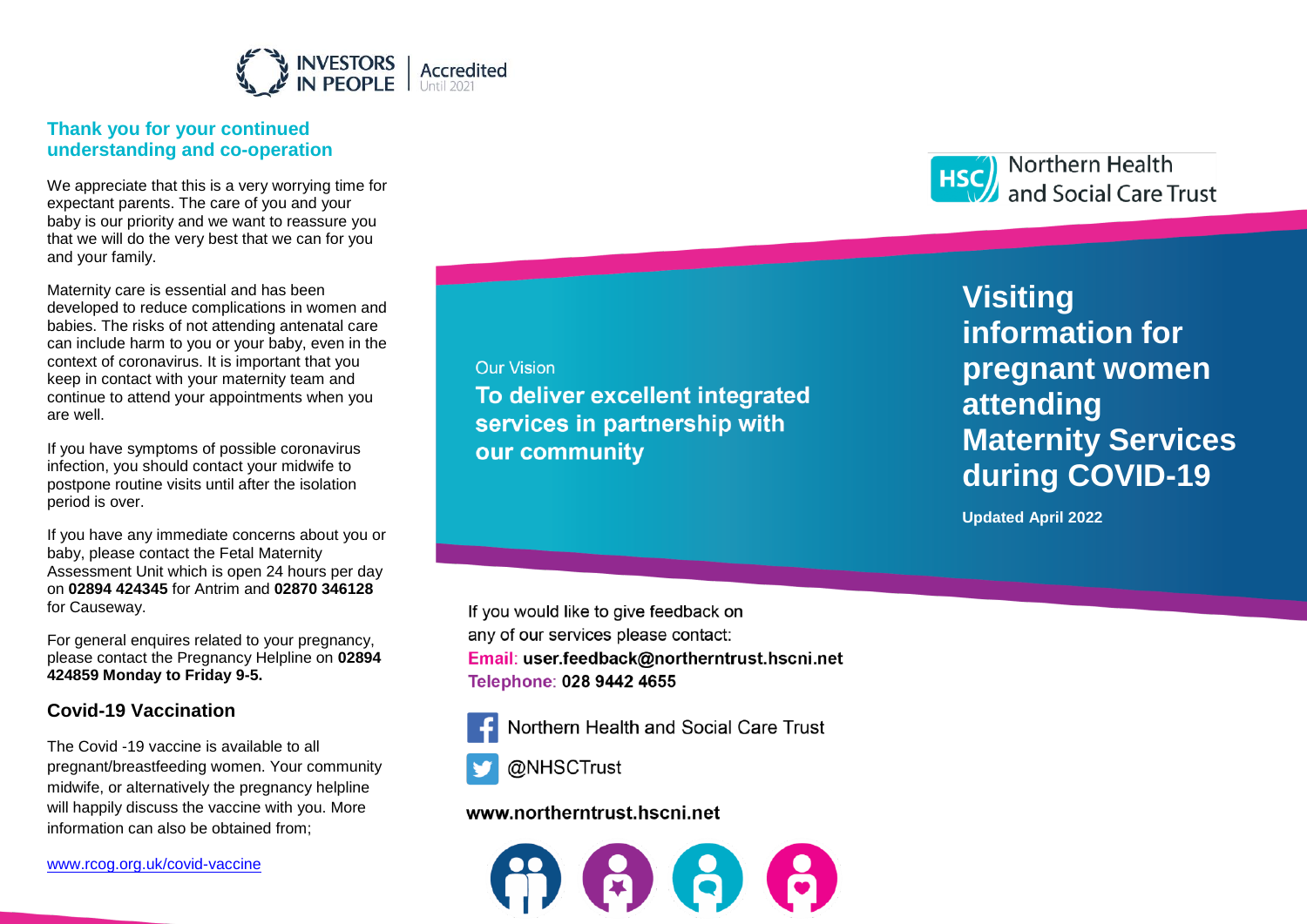INVESTORS IN PEOPLE | Accredited Until 2021

## Thank you for your continued understanding and co-operation

We appreciate that this is a very worrying time for expectant parents. The care of you and your baby is our priority and we want to reassure you that we will do the very best that we can for you and your family.

Maternity care is essential and has been developed to reduce complications in women and babies. The risks of not attending antenatal care can include harm to you or your baby, even in the context of coronavirus. It is important that you keep in contact with your maternity team and continue to attend your appointments when you are well.

If you have symptoms of possible coronavirus infection, you should contact your midwife to postpone routine visits until after the isolation period is over.

If you have any immediate concerns about you or baby, please contact the Fetal Maternity Assessment Unit which is open 24 hours per day on **02894 424345** for Antrim and **02870 346128** for Causeway.

For general enquires related to your pregnancy, please contact the Pregnancy Helpline on **02894 424859 Monday to Friday 9-5.**

## Covid-19 Vaccination

The Covid -19 vaccine is available to all pregnant/breastfeeding women. Your community midwife, or alternatively the pregnancy helpline will happily discuss the vaccine with you. More information can also be obtained from;

www.rcog.org.uk/covid-vaccine

Our Vision

**To deliver excellent integrated services in partnership with our community**

If you would like to give feedback on any of our services please contact:

Email: **user.feedback@northerntrust.hscni.net**

Telephone: **028 9442 4655**

Northern Health and Social Care Trust

@NHSCTrust

**www.northerntrust.hscni.net**

HSC Northern Health and Social Care Trust

# Visiting information for pregnant women attending Maternity Services during COVID-19

**Updated April 2022**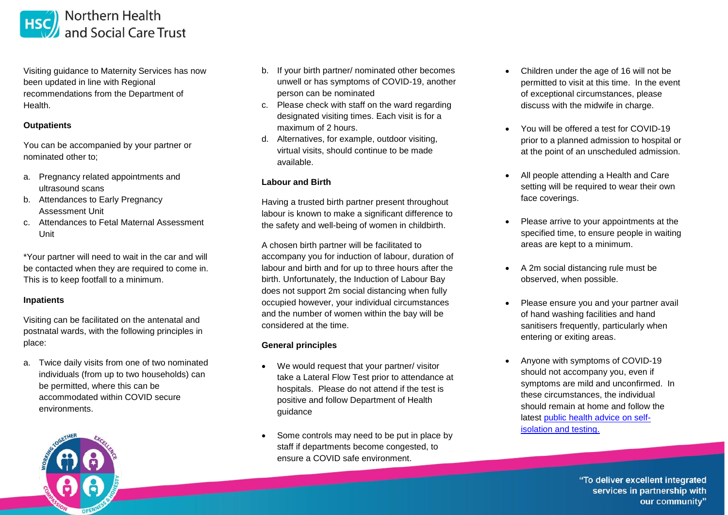Northern Health and Social Care Trust

Visiting guidance to Maternity Services has now been updated in line with Regional recommendations from the Department of Health.

**Outpatients**

You can be accompanied by your partner or nominated other to;

a. Pregnancy related appointments and ultrasound scans
b. Attendances to Early Pregnancy Assessment Unit
c. Attendances to Fetal Maternal Assessment Unit

*Your partner will need to wait in the car and will be contacted when they are required to come in. This is to keep footfall to a minimum.

**Inpatients**

Visiting can be facilitated on the antenatal and postnatal wards, with the following principles in place:

a. Twice daily visits from one of two nominated individuals (from up to two households) can be permitted, where this can be accommodated within COVID secure environments.
b. If your birth partner/ nominated other becomes unwell or has symptoms of COVID-19, another person can be nominated
c. Please check with staff on the ward regarding designated visiting times. Each visit is for a maximum of 2 hours.
d. Alternatives, for example, outdoor visiting, virtual visits, should continue to be made available.

**Labour and Birth**

Having a trusted birth partner present throughout labour is known to make a significant difference to the safety and well-being of women in childbirth.

A chosen birth partner will be facilitated to accompany you for induction of labour, duration of labour and birth and for up to three hours after the birth. Unfortunately, the Induction of Labour Bay does not support 2m social distancing when fully occupied however, your individual circumstances and the number of women within the bay will be considered at the time.

**General principles**

- We would request that your partner/ visitor take a Lateral Flow Test prior to attendance at hospitals. Please do not attend if the test is positive and follow Department of Health guidance
- Some controls may need to be put in place by staff if departments become congested, to ensure a COVID safe environment.
- Children under the age of 16 will not be permitted to visit at this time. In the event of exceptional circumstances, please discuss with the midwife in charge.
- You will be offered a test for COVID-19 prior to a planned admission to hospital or at the point of an unscheduled admission.
- All people attending a Health and Care setting will be required to wear their own face coverings.
- Please arrive to your appointments at the specified time, to ensure people in waiting areas are kept to a minimum.
- A 2m social distancing rule must be observed, when possible.
- Please ensure you and your partner avail of hand washing facilities and hand sanitisers frequently, particularly when entering or exiting areas.
- Anyone with symptoms of COVID-19 should not accompany you, even if symptoms are mild and unconfirmed. In these circumstances, the individual should remain at home and follow the latest public health advice on self-isolation and testing.

"To deliver excellent integrated services in partnership with our community"